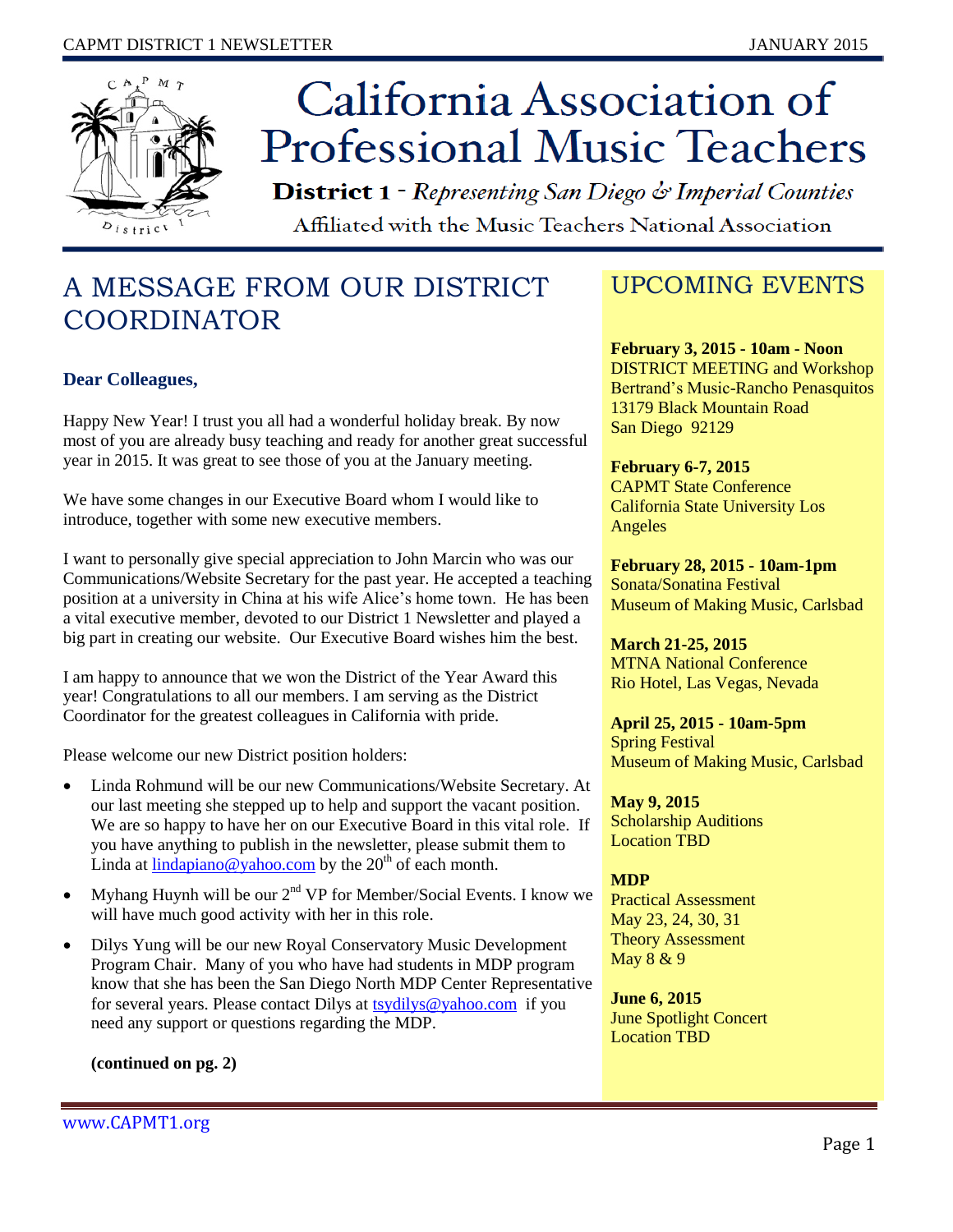# California Association of Professional Music Teachers

**District 1** - *Representing San Diego & Imperial Counties*

Affiliated with the Music Teachers National Association

## A MESSAGE FROM OUR DISTRICT COORDINATOR

**Dear Colleagues,**

Happy New Year! I trust you all had a wonderful holiday break. By now most of you are already busy teaching and ready for another great successful year in 2015. It was great to see those of you at the January meeting.

We have some changes in our Executive Board whom I would like to introduce, together with some new executive members.

I want to personally give special appreciation to John Marcin who was our Communications/Website Secretary for the past year. He accepted a teaching position at a university in China at his wife Alice's home town. He has been a vital executive member, devoted to our District 1 Newsletter and played a big part in creating our website. Our Executive Board wishes him the best.

I am happy to announce that we won the District of the Year Award this year! Congratulations to all our members. I am serving as the District Coordinator for the greatest colleagues in California with pride.

Please welcome our new District position holders:

- Linda Rohmund will be our new Communications/Website Secretary. At our last meeting she stepped up to help and support the vacant position. We are so happy to have her on our Executive Board in this vital role. If you have anything to publish in the newsletter, please submit them to Linda at lindapiano@yahoo.com by the 20th of each month.
- Myhang Huynh will be our 2nd VP for Member/Social Events. I know we will have much good activity with her in this role.
- Dilys Yung will be our new Royal Conservatory Music Development Program Chair. Many of you who have had students in MDP program know that she has been the San Diego North MDP Center Representative for several years. Please contact Dilys at tsydilys@yahoo.com if you need any support or questions regarding the MDP.

**(continued on pg. 2)**

## UPCOMING EVENTS

**February 3, 2015 - 10am - Noon**
DISTRICT MEETING and Workshop
Bertrand's Music-Rancho Penasquitos
13179 Black Mountain Road
San Diego 92129

**February 6-7, 2015**
CAPMT State Conference
California State University Los Angeles

**February 28, 2015 - 10am-1pm**
Sonata/Sonatina Festival
Museum of Making Music, Carlsbad

**March 21-25, 2015**
MTNA National Conference
Rio Hotel, Las Vegas, Nevada

**April 25, 2015 - 10am-5pm**
Spring Festival
Museum of Making Music, Carlsbad

**May 9, 2015**
Scholarship Auditions
Location TBD

**MDP**
Practical Assessment
May 23, 24, 30, 31
Theory Assessment
May 8 & 9

**June 6, 2015**
June Spotlight Concert
Location TBD

www.CAPMT1.org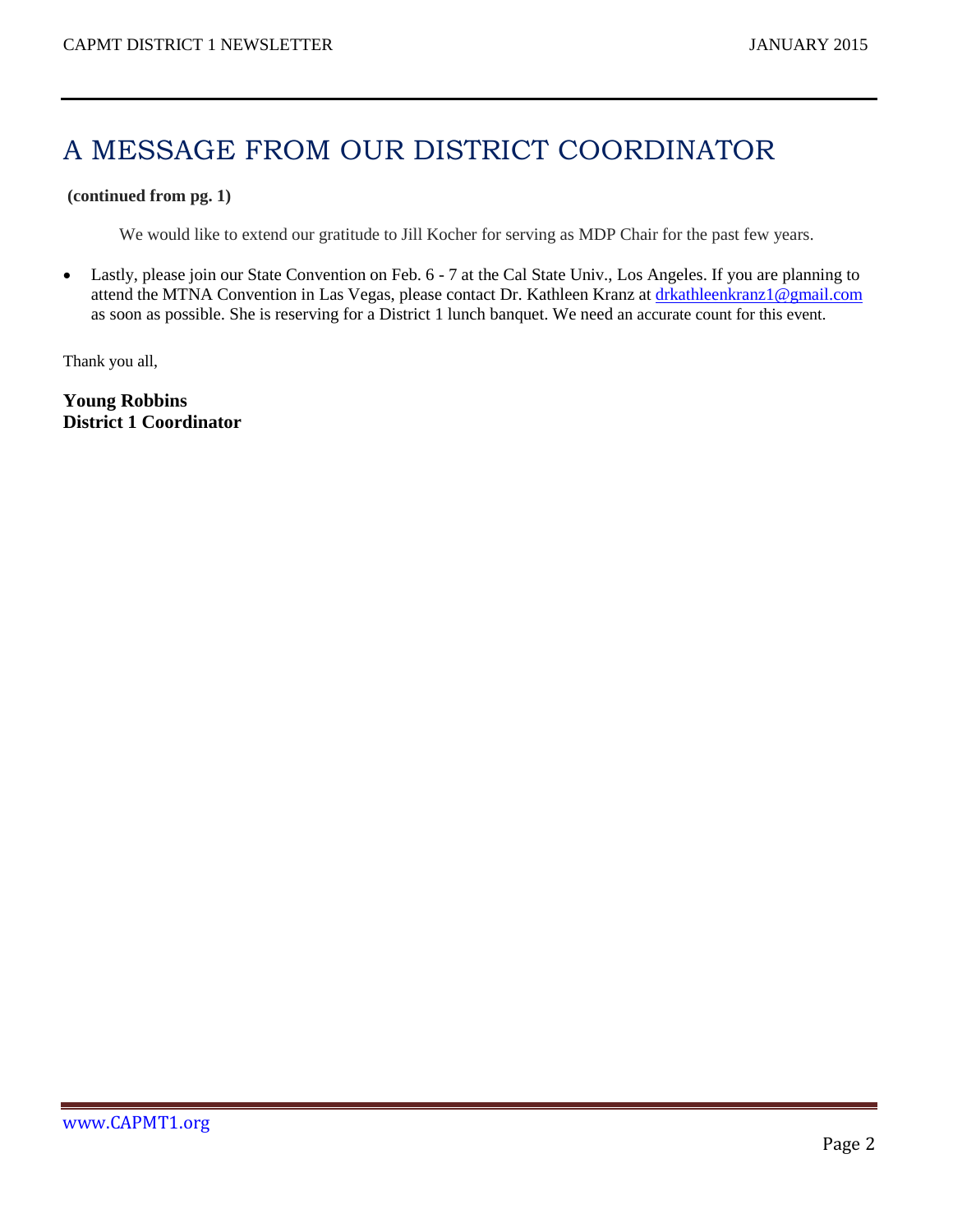# A MESSAGE FROM OUR DISTRICT COORDINATOR

**(continued from pg. 1)**

We would like to extend our gratitude to Jill Kocher for serving as MDP Chair for the past few years.

- Lastly, please join our State Convention on Feb. 6 - 7 at the Cal State Univ., Los Angeles. If you are planning to attend the MTNA Convention in Las Vegas, please contact Dr. Kathleen Kranz at drkathleenkranz1@gmail.com as soon as possible. She is reserving for a District 1 lunch banquet. We need an accurate count for this event.

Thank you all,

**Young Robbins**
**District 1 Coordinator**

www.CAPMT1.org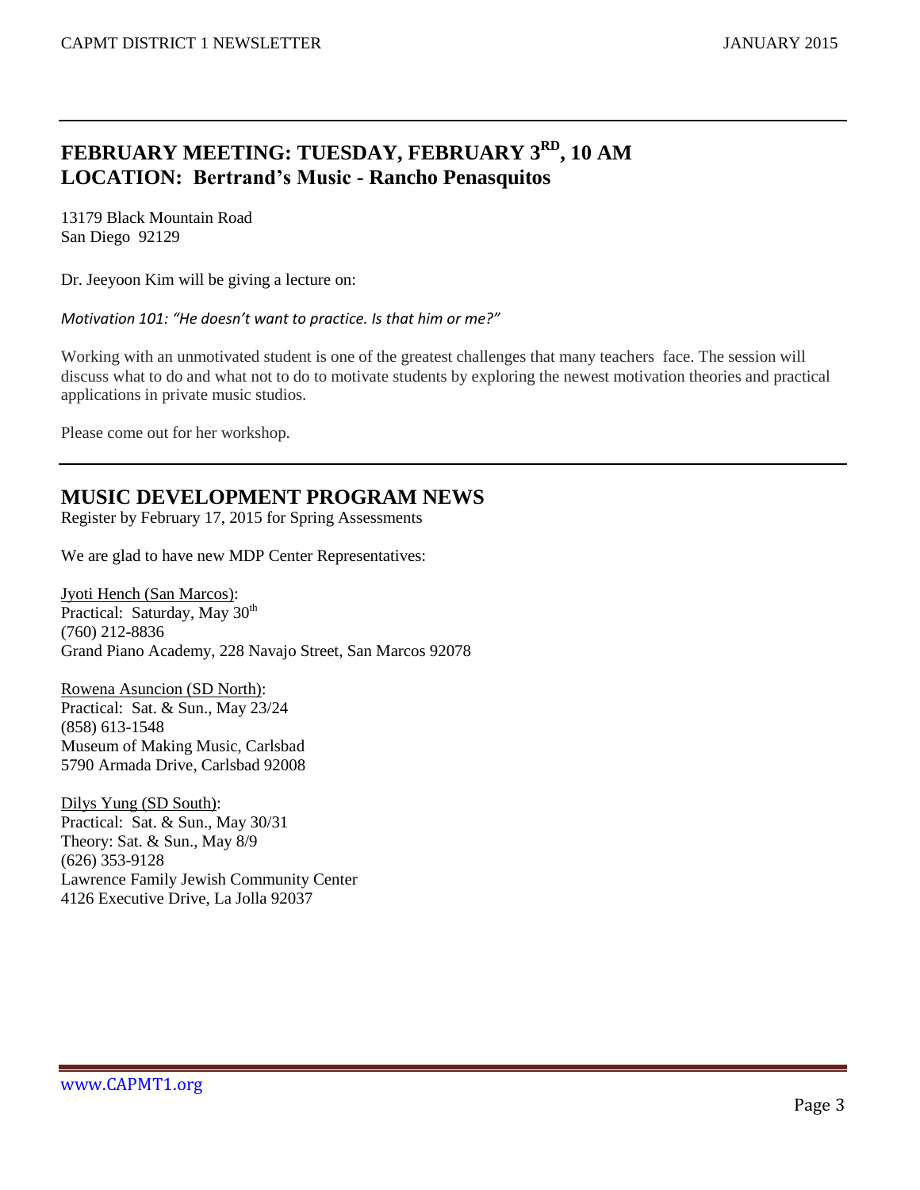## FEBRUARY MEETING: TUESDAY, FEBRUARY 3RD, 10 AM
## LOCATION: Bertrand's Music - Rancho Penasquitos

13179 Black Mountain Road
San Diego 92129

Dr. Jeeyoon Kim will be giving a lecture on:

*Motivation 101: "He doesn't want to practice. Is that him or me?"*

Working with an unmotivated student is one of the greatest challenges that many teachers face. The session will discuss what to do and what not to do to motivate students by exploring the newest motivation theories and practical applications in private music studios.

Please come out for her workshop.

## MUSIC DEVELOPMENT PROGRAM NEWS

Register by February 17, 2015 for Spring Assessments

We are glad to have new MDP Center Representatives:

Jyoti Hench (San Marcos):
Practical: Saturday, May 30th
(760) 212-8836
Grand Piano Academy, 228 Navajo Street, San Marcos 92078

Rowena Asuncion (SD North):
Practical: Sat. & Sun., May 23/24
(858) 613-1548
Museum of Making Music, Carlsbad
5790 Armada Drive, Carlsbad 92008

Dilys Yung (SD South):
Practical: Sat. & Sun., May 30/31
Theory: Sat. & Sun., May 8/9
(626) 353-9128
Lawrence Family Jewish Community Center
4126 Executive Drive, La Jolla 92037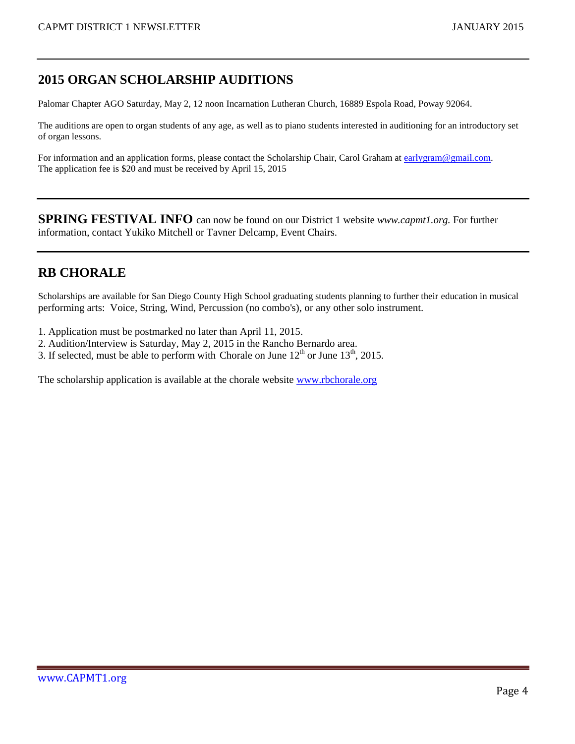## 2015 ORGAN SCHOLARSHIP AUDITIONS

Palomar Chapter AGO Saturday, May 2, 12 noon Incarnation Lutheran Church, 16889 Espola Road, Poway 92064.

The auditions are open to organ students of any age, as well as to piano students interested in auditioning for an introductory set of organ lessons.

For information and an application forms, please contact the Scholarship Chair, Carol Graham at earlygram@gmail.com. The application fee is $20 and must be received by April 15, 2015

---

**SPRING FESTIVAL INFO** can now be found on our District 1 website *www.capmt1.org.* For further information, contact Yukiko Mitchell or Tavner Delcamp, Event Chairs.

---

## RB CHORALE

Scholarships are available for San Diego County High School graduating students planning to further their education in musical performing arts: Voice, String, Wind, Percussion (no combo's), or any other solo instrument.

1. Application must be postmarked no later than April 11, 2015.
2. Audition/Interview is Saturday, May 2, 2015 in the Rancho Bernardo area.
3. If selected, must be able to perform with Chorale on June 12th or June 13th, 2015.

The scholarship application is available at the chorale website www.rbchorale.org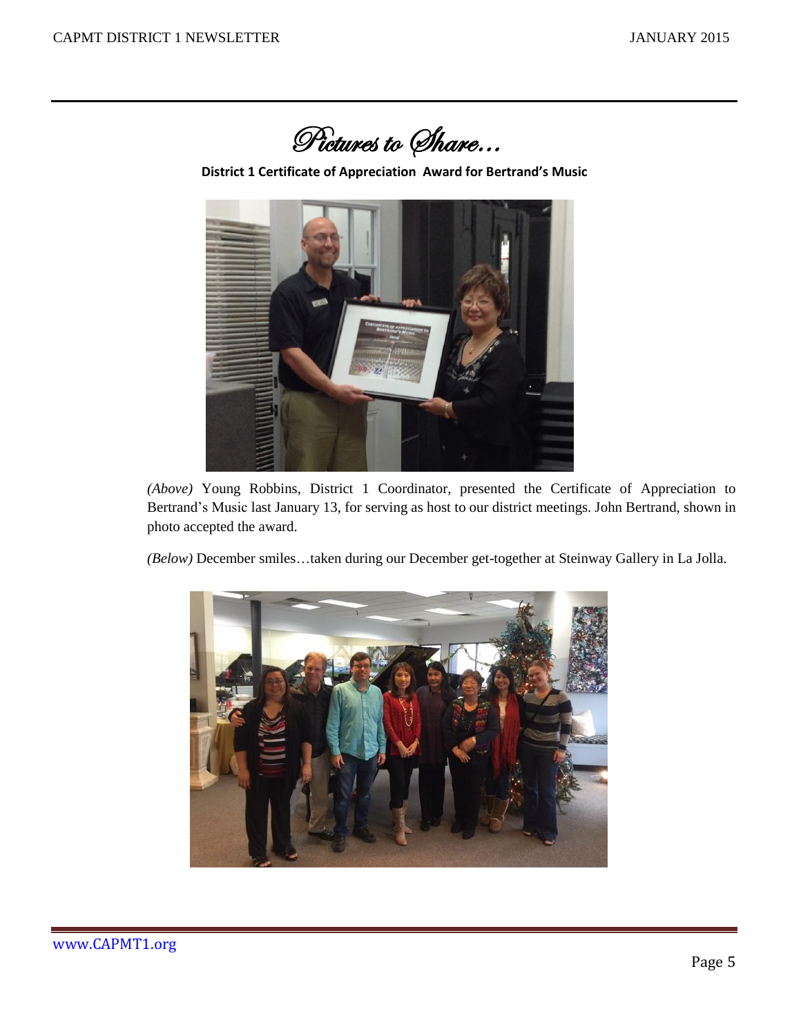# *Pictures to Share…*

**District 1 Certificate of Appreciation Award for Bertrand's Music**

*(Above)* Young Robbins, District 1 Coordinator, presented the Certificate of Appreciation to Bertrand's Music last January 13, for serving as host to our district meetings. John Bertrand, shown in photo accepted the award.

*(Below)* December smiles…taken during our December get-together at Steinway Gallery in La Jolla.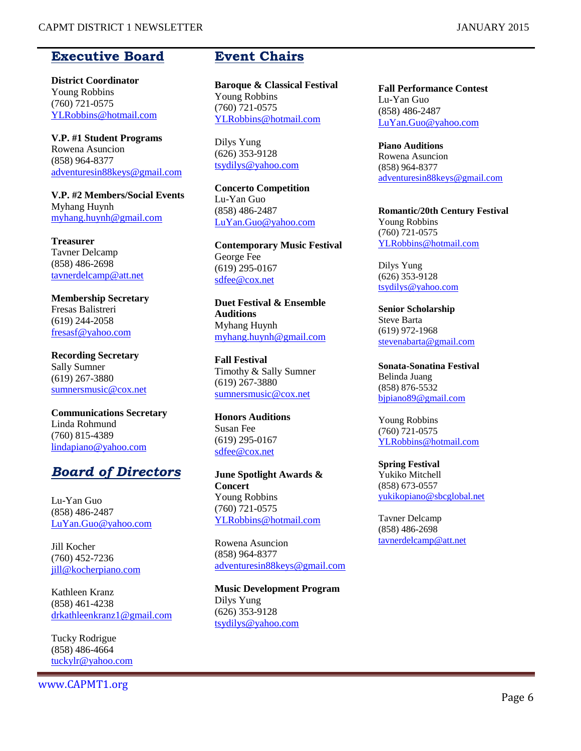## Executive Board

**District Coordinator**
Young Robbins
(760) 721-0575
YLRobbins@hotmail.com

**V.P. #1 Student Programs**
Rowena Asuncion
(858) 964-8377
adventuresin88keys@gmail.com

**V.P. #2 Members/Social Events**
Myhang Huynh
myhang.huynh@gmail.com

**Treasurer**
Tavner Delcamp
(858) 486-2698
tavnerdelcamp@att.net

**Membership Secretary**
Fresas Balistreri
(619) 244-2058
fresasf@yahoo.com

**Recording Secretary**
Sally Sumner
(619) 267-3880
sumnersmusic@cox.net

**Communications Secretary**
Linda Rohmund
(760) 815-4389
lindapiano@yahoo.com

## *Board of Directors*

Lu-Yan Guo
(858) 486-2487
LuYan.Guo@yahoo.com

Jill Kocher
(760) 452-7236
jill@kocherpiano.com

Kathleen Kranz
(858) 461-4238
drkathleenkranz1@gmail.com

Tucky Rodrigue
(858) 486-4664
tuckylr@yahoo.com

## Event Chairs

**Baroque & Classical Festival**
Young Robbins
(760) 721-0575
YLRobbins@hotmail.com

Dilys Yung
(626) 353-9128
tsydilys@yahoo.com

**Concerto Competition**
Lu-Yan Guo
(858) 486-2487
LuYan.Guo@yahoo.com

**Contemporary Music Festival**
George Fee
(619) 295-0167
sdfee@cox.net

**Duet Festival & Ensemble Auditions**
Myhang Huynh
myhang.huynh@gmail.com

**Fall Festival**
Timothy & Sally Sumner
(619) 267-3880
sumnersmusic@cox.net

**Honors Auditions**
Susan Fee
(619) 295-0167
sdfee@cox.net

**June Spotlight Awards & Concert**
Young Robbins
(760) 721-0575
YLRobbins@hotmail.com

Rowena Asuncion
(858) 964-8377
adventuresin88keys@gmail.com

**Music Development Program**
Dilys Yung
(626) 353-9128
tsydilys@yahoo.com

**Fall Performance Contest**
Lu-Yan Guo
(858) 486-2487
LuYan.Guo@yahoo.com

**Piano Auditions**
Rowena Asuncion
(858) 964-8377
adventuresin88keys@gmail.com

**Romantic/20th Century Festival**
Young Robbins
(760) 721-0575
YLRobbins@hotmail.com

Dilys Yung
(626) 353-9128
tsydilys@yahoo.com

**Senior Scholarship**
Steve Barta
(619) 972-1968
stevenabarta@gmail.com

**Sonata-Sonatina Festival**
Belinda Juang
(858) 876-5532
bjpiano89@gmail.com

Young Robbins
(760) 721-0575
YLRobbins@hotmail.com

**Spring Festival**
Yukiko Mitchell
(858) 673-0557
yukikopiano@sbcglobal.net

Tavner Delcamp
(858) 486-2698
tavnerdelcamp@att.net

www.CAPMT1.org